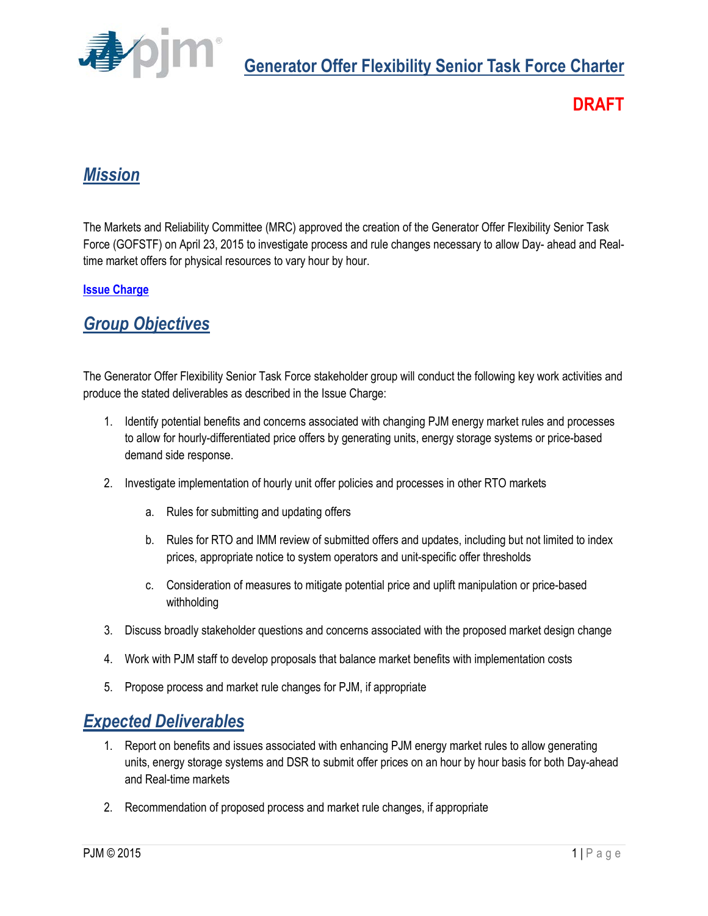# Generator Offer Flexibility Senior Task Force Charter

**DRAFT**

## *Mission*

The Markets and Reliability Committee (MRC) approved the creation of the Generator Offer Flexibility Senior Task Force (GOFSTF) on April 23, 2015 to investigate process and rule changes necessary to allow Day- ahead and Real-time market offers for physical resources to vary hour by hour.

**Issue Charge**

## *Group Objectives*

The Generator Offer Flexibility Senior Task Force stakeholder group will conduct the following key work activities and produce the stated deliverables as described in the Issue Charge:

1. Identify potential benefits and concerns associated with changing PJM energy market rules and processes to allow for hourly-differentiated price offers by generating units, energy storage systems or price-based demand side response.
2. Investigate implementation of hourly unit offer policies and processes in other RTO markets
   a. Rules for submitting and updating offers
   b. Rules for RTO and IMM review of submitted offers and updates, including but not limited to index prices, appropriate notice to system operators and unit-specific offer thresholds
   c. Consideration of measures to mitigate potential price and uplift manipulation or price-based withholding
3. Discuss broadly stakeholder questions and concerns associated with the proposed market design change
4. Work with PJM staff to develop proposals that balance market benefits with implementation costs
5. Propose process and market rule changes for PJM, if appropriate

## *Expected Deliverables*

1. Report on benefits and issues associated with enhancing PJM energy market rules to allow generating units, energy storage systems and DSR to submit offer prices on an hour by hour basis for both Day-ahead and Real-time markets
2. Recommendation of proposed process and market rule changes, if appropriate

PJM © 2015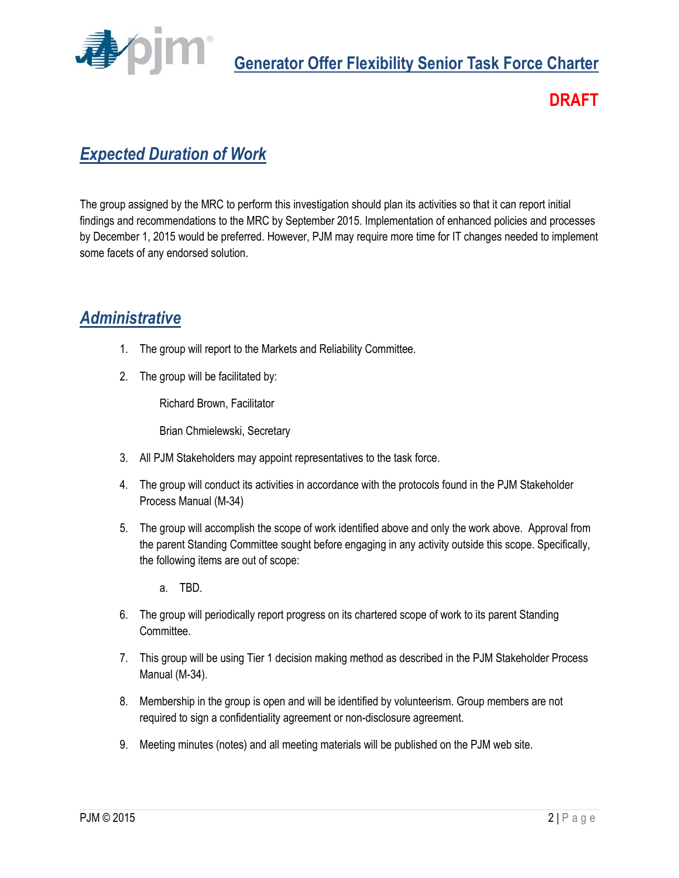## *Expected Duration of Work*

The group assigned by the MRC to perform this investigation should plan its activities so that it can report initial findings and recommendations to the MRC by September 2015. Implementation of enhanced policies and processes by December 1, 2015 would be preferred. However, PJM may require more time for IT changes needed to implement some facets of any endorsed solution.

## *Administrative*

1. The group will report to the Markets and Reliability Committee.
2. The group will be facilitated by:

   Richard Brown, Facilitator

   Brian Chmielewski, Secretary
3. All PJM Stakeholders may appoint representatives to the task force.
4. The group will conduct its activities in accordance with the protocols found in the PJM Stakeholder Process Manual (M-34)
5. The group will accomplish the scope of work identified above and only the work above. Approval from the parent Standing Committee sought before engaging in any activity outside this scope. Specifically, the following items are out of scope:
   a. TBD.
6. The group will periodically report progress on its chartered scope of work to its parent Standing Committee.
7. This group will be using Tier 1 decision making method as described in the PJM Stakeholder Process Manual (M-34).
8. Membership in the group is open and will be identified by volunteerism. Group members are not required to sign a confidentiality agreement or non-disclosure agreement.
9. Meeting minutes (notes) and all meeting materials will be published on the PJM web site.